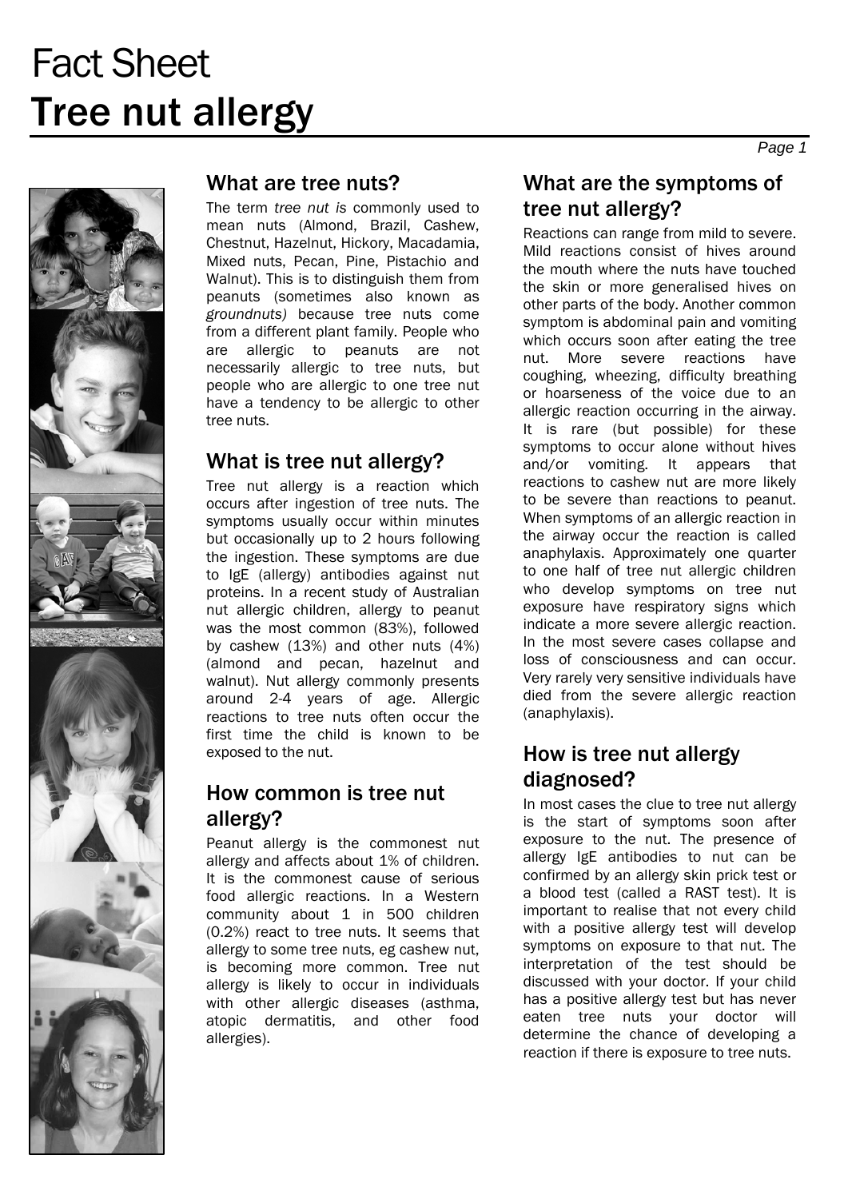# Fact Sheet
# Tree nut allergy

## What are tree nuts?

The term *tree nut is* commonly used to mean nuts (Almond, Brazil, Cashew, Chestnut, Hazelnut, Hickory, Macadamia, Mixed nuts, Pecan, Pine, Pistachio and Walnut). This is to distinguish them from peanuts (sometimes also known as *groundnuts)* because tree nuts come from a different plant family. People who are allergic to peanuts are not necessarily allergic to tree nuts, but people who are allergic to one tree nut have a tendency to be allergic to other tree nuts.

## What is tree nut allergy?

Tree nut allergy is a reaction which occurs after ingestion of tree nuts. The symptoms usually occur within minutes but occasionally up to 2 hours following the ingestion. These symptoms are due to IgE (allergy) antibodies against nut proteins. In a recent study of Australian nut allergic children, allergy to peanut was the most common (83%), followed by cashew (13%) and other nuts (4%) (almond and pecan, hazelnut and walnut). Nut allergy commonly presents around 2-4 years of age. Allergic reactions to tree nuts often occur the first time the child is known to be exposed to the nut.

## How common is tree nut allergy?

Peanut allergy is the commonest nut allergy and affects about 1% of children. It is the commonest cause of serious food allergic reactions. In a Western community about 1 in 500 children (0.2%) react to tree nuts. It seems that allergy to some tree nuts, eg cashew nut, is becoming more common. Tree nut allergy is likely to occur in individuals with other allergic diseases (asthma, atopic dermatitis, and other food allergies).

## What are the symptoms of tree nut allergy?

Reactions can range from mild to severe. Mild reactions consist of hives around the mouth where the nuts have touched the skin or more generalised hives on other parts of the body. Another common symptom is abdominal pain and vomiting which occurs soon after eating the tree nut. More severe reactions have coughing, wheezing, difficulty breathing or hoarseness of the voice due to an allergic reaction occurring in the airway. It is rare (but possible) for these symptoms to occur alone without hives and/or vomiting. It appears that reactions to cashew nut are more likely to be severe than reactions to peanut. When symptoms of an allergic reaction in the airway occur the reaction is called anaphylaxis. Approximately one quarter to one half of tree nut allergic children who develop symptoms on tree nut exposure have respiratory signs which indicate a more severe allergic reaction. In the most severe cases collapse and loss of consciousness and can occur. Very rarely very sensitive individuals have died from the severe allergic reaction (anaphylaxis).

## How is tree nut allergy diagnosed?

In most cases the clue to tree nut allergy is the start of symptoms soon after exposure to the nut. The presence of allergy IgE antibodies to nut can be confirmed by an allergy skin prick test or a blood test (called a RAST test). It is important to realise that not every child with a positive allergy test will develop symptoms on exposure to that nut. The interpretation of the test should be discussed with your doctor. If your child has a positive allergy test but has never eaten tree nuts your doctor will determine the chance of developing a reaction if there is exposure to tree nuts.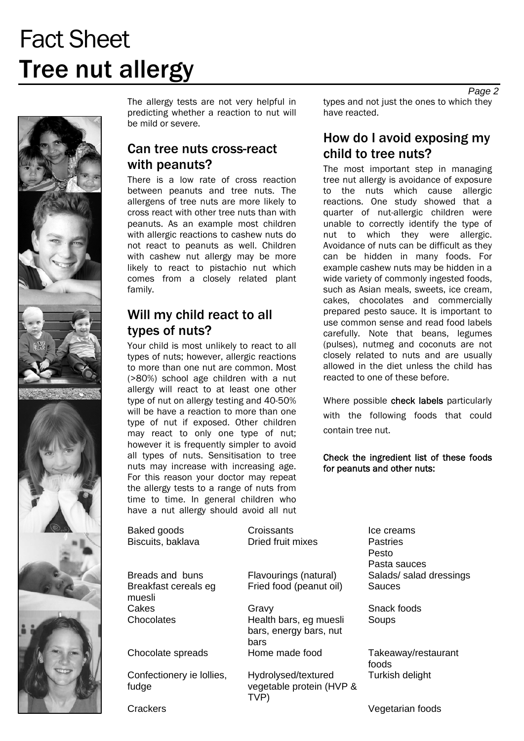# Fact Sheet
# Tree nut allergy

The allergy tests are not very helpful in predicting whether a reaction to nut will be mild or severe.

## Can tree nuts cross-react with peanuts?

There is a low rate of cross reaction between peanuts and tree nuts. The allergens of tree nuts are more likely to cross react with other tree nuts than with peanuts. As an example most children with allergic reactions to cashew nuts do not react to peanuts as well. Children with cashew nut allergy may be more likely to react to pistachio nut which comes from a closely related plant family.

## Will my child react to all types of nuts?

Your child is most unlikely to react to all types of nuts; however, allergic reactions to more than one nut are common. Most (>80%) school age children with a nut allergy will react to at least one other type of nut on allergy testing and 40-50% will be have a reaction to more than one type of nut if exposed. Other children may react to only one type of nut; however it is frequently simpler to avoid all types of nuts. Sensitisation to tree nuts may increase with increasing age. For this reason your doctor may repeat the allergy tests to a range of nuts from time to time. In general children who have a nut allergy should avoid all nut types and not just the ones to which they have reacted.

## How do I avoid exposing my child to tree nuts?

The most important step in managing tree nut allergy is avoidance of exposure to the nuts which cause allergic reactions. One study showed that a quarter of nut-allergic children were unable to correctly identify the type of nut to which they were allergic. Avoidance of nuts can be difficult as they can be hidden in many foods. For example cashew nuts may be hidden in a wide variety of commonly ingested foods, such as Asian meals, sweets, ice cream, cakes, chocolates and commercially prepared pesto sauce. It is important to use common sense and read food labels carefully. Note that beans, legumes (pulses), nutmeg and coconuts are not closely related to nuts and are usually allowed in the diet unless the child has reacted to one of these before.

Where possible **check labels** particularly with the following foods that could contain tree nut.

**Check the ingredient list of these foods for peanuts and other nuts:**

- Baked goods
- Biscuits, baklava
- Breads and buns
- Breakfast cereals eg muesli
- Cakes
- Chocolates
- Chocolate spreads
- Confectionery ie lollies, fudge
- Crackers
- Croissants
- Dried fruit mixes
- Flavourings (natural)
- Fried food (peanut oil)
- Gravy
- Health bars, eg muesli bars, energy bars, nut bars
- Home made food
- Hydrolysed/textured vegetable protein (HVP & TVP)
- Ice creams
- Pastries
- Pesto
- Pasta sauces
- Salads/ salad dressings
- Sauces
- Snack foods
- Soups
- Takeaway/restaurant foods
- Turkish delight
- Vegetarian foods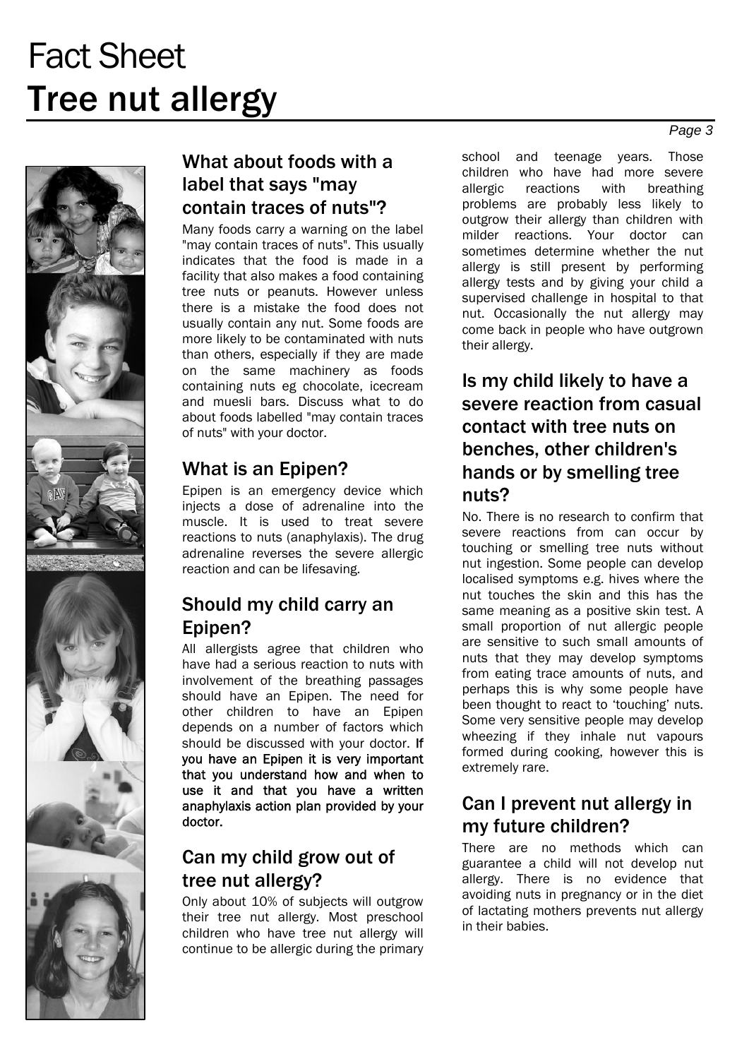# Fact Sheet
# Tree nut allergy

## What about foods with a label that says "may contain traces of nuts"?

Many foods carry a warning on the label "may contain traces of nuts". This usually indicates that the food is made in a facility that also makes a food containing tree nuts or peanuts. However unless there is a mistake the food does not usually contain any nut. Some foods are more likely to be contaminated with nuts than others, especially if they are made on the same machinery as foods containing nuts eg chocolate, icecream and muesli bars. Discuss what to do about foods labelled "may contain traces of nuts" with your doctor.

## What is an Epipen?

Epipen is an emergency device which injects a dose of adrenaline into the muscle. It is used to treat severe reactions to nuts (anaphylaxis). The drug adrenaline reverses the severe allergic reaction and can be lifesaving.

## Should my child carry an Epipen?

All allergists agree that children who have had a serious reaction to nuts with involvement of the breathing passages should have an Epipen. The need for other children to have an Epipen depends on a number of factors which should be discussed with your doctor. **If you have an Epipen it is very important that you understand how and when to use it and that you have a written anaphylaxis action plan provided by your doctor.**

## Can my child grow out of tree nut allergy?

Only about 10% of subjects will outgrow their tree nut allergy. Most preschool children who have tree nut allergy will continue to be allergic during the primary school and teenage years. Those children who have had more severe allergic reactions with breathing problems are probably less likely to outgrow their allergy than children with milder reactions. Your doctor can sometimes determine whether the nut allergy is still present by performing allergy tests and by giving your child a supervised challenge in hospital to that nut. Occasionally the nut allergy may come back in people who have outgrown their allergy.

## Is my child likely to have a severe reaction from casual contact with tree nuts on benches, other children's hands or by smelling tree nuts?

No. There is no research to confirm that severe reactions from can occur by touching or smelling tree nuts without nut ingestion. Some people can develop localised symptoms e.g. hives where the nut touches the skin and this has the same meaning as a positive skin test. A small proportion of nut allergic people are sensitive to such small amounts of nuts that they may develop symptoms from eating trace amounts of nuts, and perhaps this is why some people have been thought to react to 'touching' nuts. Some very sensitive people may develop wheezing if they inhale nut vapours formed during cooking, however this is extremely rare.

## Can I prevent nut allergy in my future children?

There are no methods which can guarantee a child will not develop nut allergy. There is no evidence that avoiding nuts in pregnancy or in the diet of lactating mothers prevents nut allergy in their babies.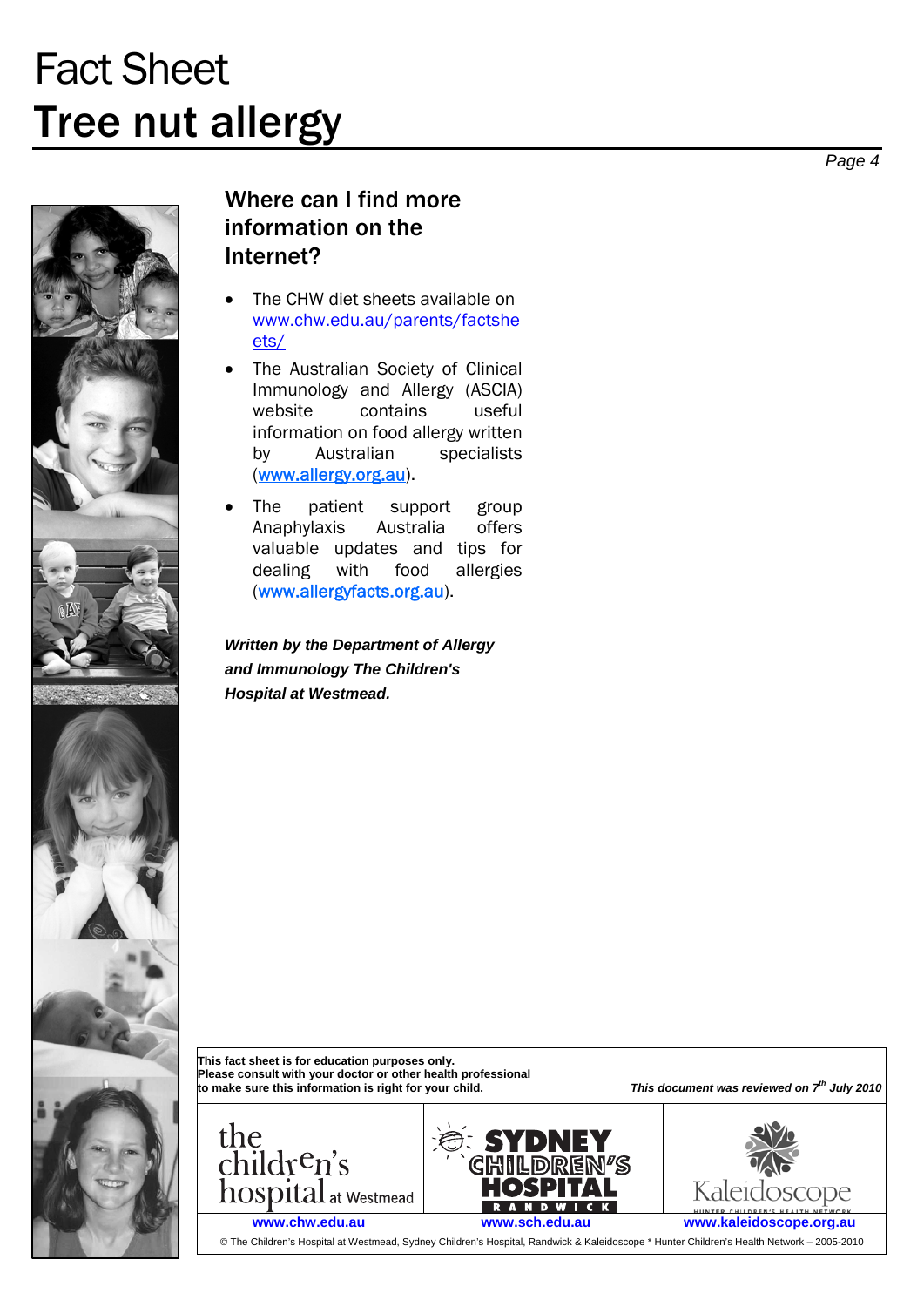# Fact Sheet
# Tree nut allergy

## Where can I find more information on the Internet?

- The CHW diet sheets available on www.chw.edu.au/parents/factsheets/
- The Australian Society of Clinical Immunology and Allergy (ASCIA) website contains useful information on food allergy written by Australian specialists (www.allergy.org.au).
- The patient support group Anaphylaxis Australia offers valuable updates and tips for dealing with food allergies (www.allergyfacts.org.au).

***Written by the Department of Allergy and Immunology The Children's Hospital at Westmead.***

**This fact sheet is for education purposes only. Please consult with your doctor or other health professional to make sure this information is right for your child.**

***This document was reviewed on 7th July 2010***

| the children's hospital at Westmead | SYDNEY CHILDREN'S HOSPITAL RANDWICK | Kaleidoscope HUNTER CHILDREN'S HEALTH NETWORK |
| --- | --- | --- |
| www.chw.edu.au | www.sch.edu.au | www.kaleidoscope.org.au |

© The Children's Hospital at Westmead, Sydney Children's Hospital, Randwick & Kaleidoscope * Hunter Children's Health Network – 2005-2010